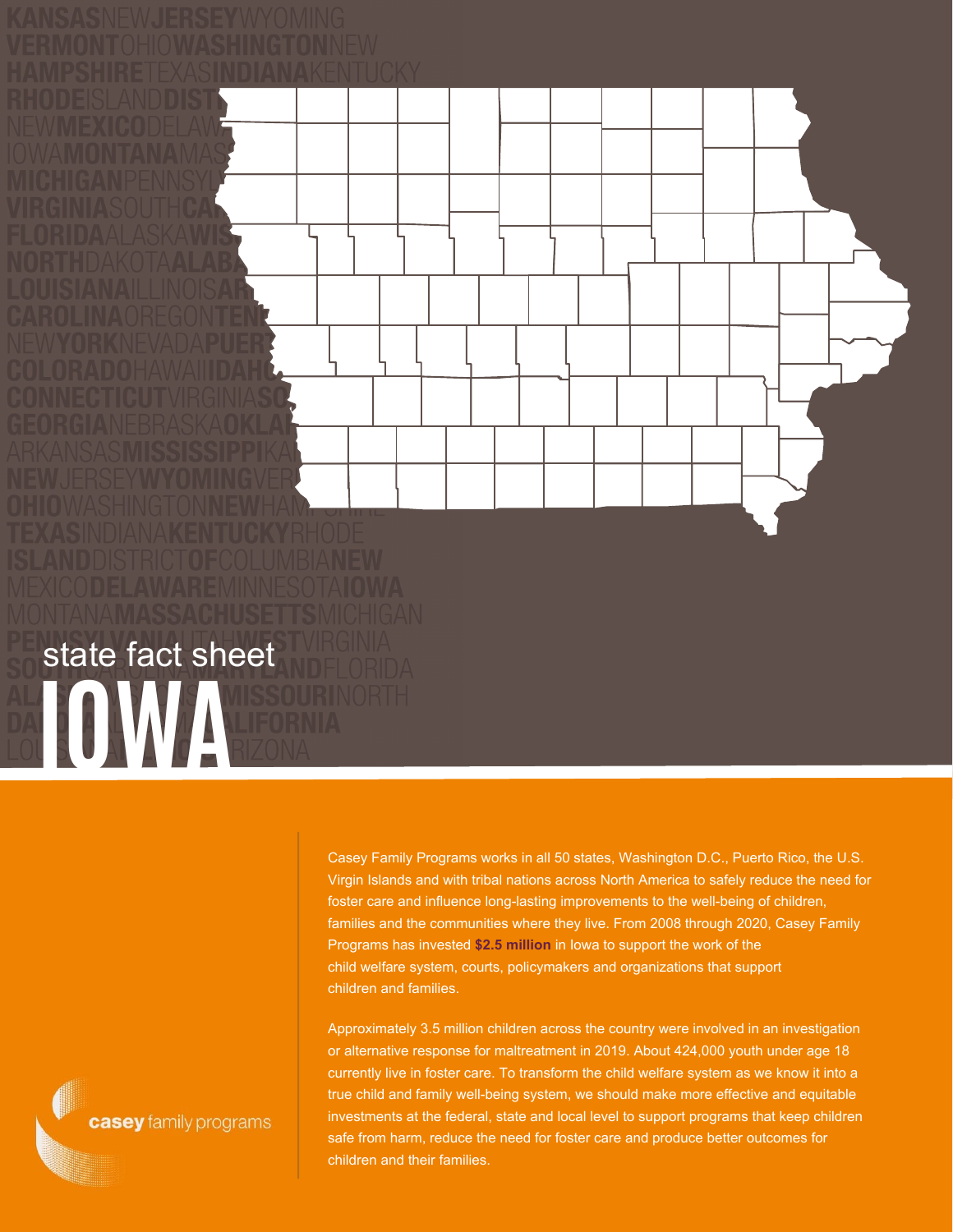state fact sheet

# IOWA

Casey Family Programs works in all 50 states, Washington D.C., Puerto Rico, the U.S. Virgin Islands and with tribal nations across North America to safely reduce the need for foster care and influence long-lasting improvements to the well-being of children, families and the communities where they live. From 2008 through 2020, Casey Family Programs has invested **$2.5 million** in Iowa to support the work of the child welfare system, courts, policymakers and organizations that support children and families.

Approximately 3.5 million children across the country were involved in an investigation or alternative response for maltreatment in 2019. About 424,000 youth under age 18 currently live in foster care. To transform the child welfare system as we know it into a true child and family well-being system, we should make more effective and equitable investments at the federal, state and local level to support programs that keep children safe from harm, reduce the need for foster care and produce better outcomes for children and their families.

casey family programs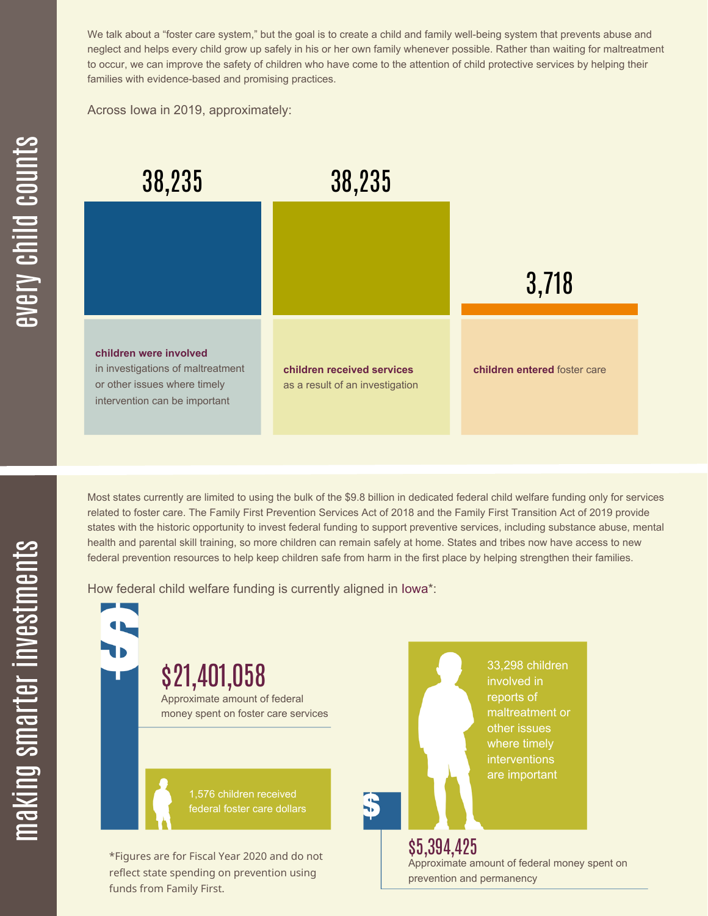# every child counts

We talk about a "foster care system," but the goal is to create a child and family well-being system that prevents abuse and neglect and helps every child grow up safely in his or her own family whenever possible. Rather than waiting for maltreatment to occur, we can improve the safety of children who have come to the attention of child protective services by helping their families with evidence-based and promising practices.

Across Iowa in 2019, approximately:

**38,235**
**children were involved** in investigations of maltreatment or other issues where timely intervention can be important

**38,235**
**children received services** as a result of an investigation

**3,718**
**children entered** foster care

# making smarter investments

Most states currently are limited to using the bulk of the $9.8 billion in dedicated federal child welfare funding only for services related to foster care. The Family First Prevention Services Act of 2018 and the Family First Transition Act of 2019 provide states with the historic opportunity to invest federal funding to support preventive services, including substance abuse, mental health and parental skill training, so more children can remain safely at home. States and tribes now have access to new federal prevention resources to help keep children safe from harm in the first place by helping strengthen their families.

How federal child welfare funding is currently aligned in Iowa*:

**$21,401,058**
Approximately amount of federal money spent on foster care services

1,576 children received federal foster care dollars

33,298 children involved in reports of maltreatment or other issues where timely interventions are important

**$5,394,425**
Approximately amount of federal money spent on prevention and permanency

*Figures are for Fiscal Year 2020 and do not reflect state spending on prevention using funds from Family First.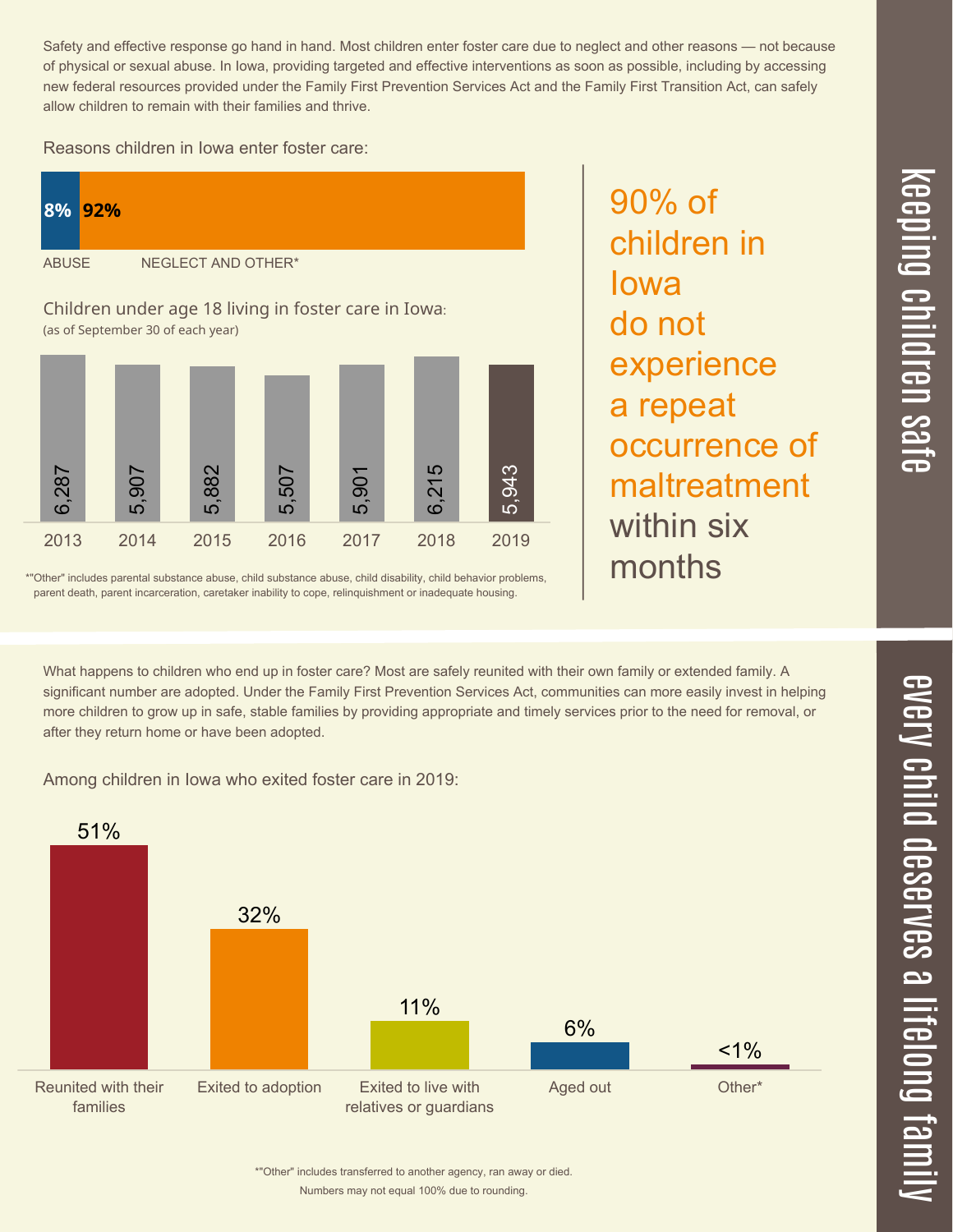# keeping children safe

Safety and effective response go hand in hand. Most children enter foster care due to neglect and other reasons — not because of physical or sexual abuse. In Iowa, providing targeted and effective interventions as soon as possible, including by accessing new federal resources provided under the Family First Prevention Services Act and the Family First Transition Act, can safely allow children to remain with their families and thrive.

Reasons children in Iowa enter foster care:

| ABUSE | NEGLECT AND OTHER* |
|---|---|
| 8% | 92% |

Children under age 18 living in foster care in Iowa:
(as of September 30 of each year)

| 2013 | 2014 | 2015 | 2016 | 2017 | 2018 | 2019 |
|---|---|---|---|---|---|---|
| 6,287 | 5,907 | 5,882 | 5,507 | 5,901 | 6,215 | 5,943 |

*"Other" includes parental substance abuse, child substance abuse, child disability, child behavior problems, parent death, parent incarceration, caretaker inability to cope, relinquishment or inadequate housing.

90% of children in Iowa do not experience a repeat occurrence of maltreatment within six months

# every child deserves a lifelong family

What happens to children who end up in foster care? Most are safely reunited with their own family or extended family. A significant number are adopted. Under the Family First Prevention Services Act, communities can more easily invest in helping more children to grow up in safe, stable families by providing appropriate and timely services prior to the need for removal, or after they return home or have been adopted.

Among children in Iowa who exited foster care in 2019:

| Reunited with their families | Exited to adoption | Exited to live with relatives or guardians | Aged out | Other* |
|---|---|---|---|---|
| 51% | 32% | 11% | 6% | <1% |

*"Other" includes transferred to another agency, ran away or died.
Numbers may not equal 100% due to rounding.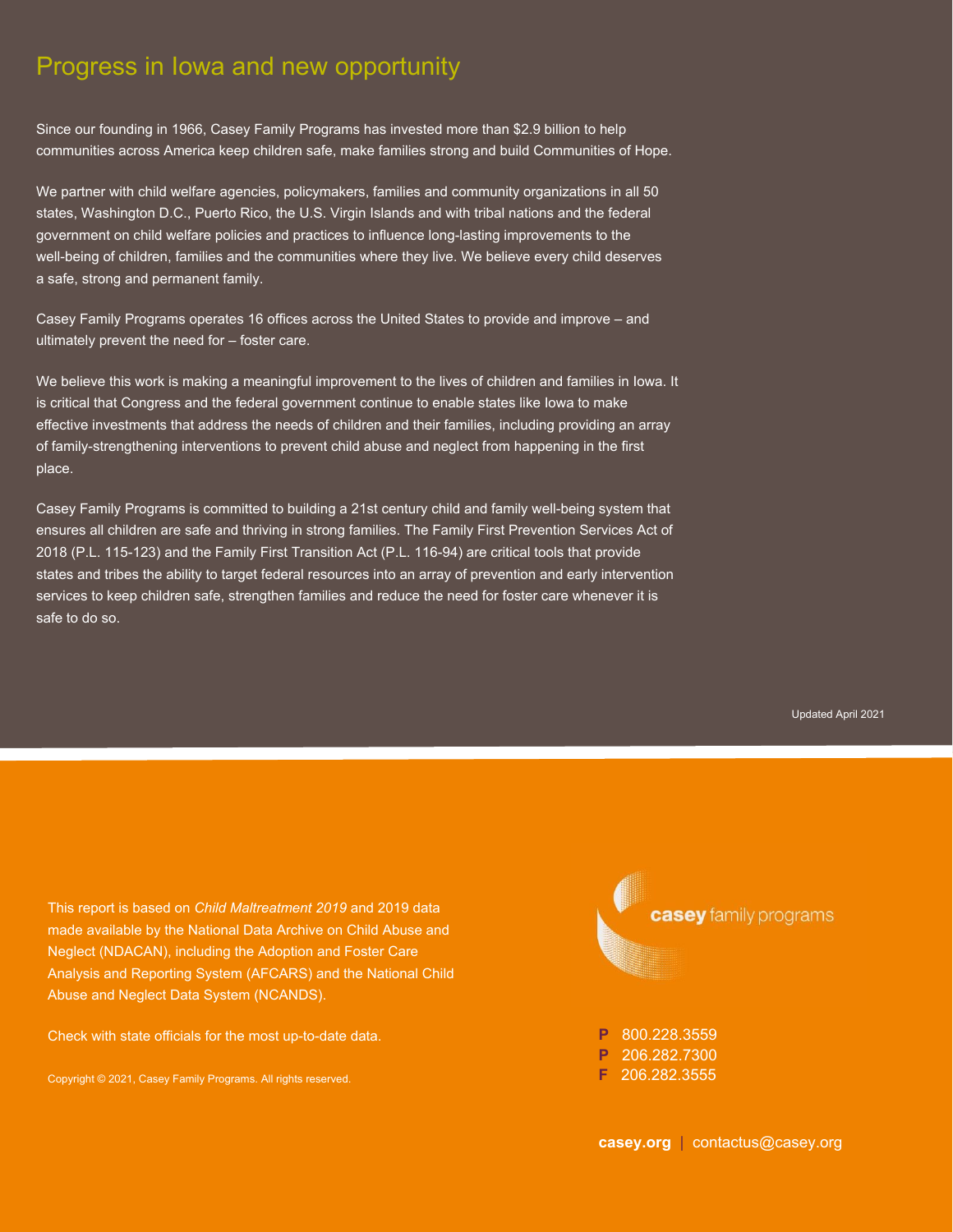## Progress in Iowa and new opportunity

Since our founding in 1966, Casey Family Programs has invested more than $2.9 billion to help communities across America keep children safe, make families strong and build Communities of Hope.

We partner with child welfare agencies, policymakers, families and community organizations in all 50 states, Washington D.C., Puerto Rico, the U.S. Virgin Islands and with tribal nations and the federal government on child welfare policies and practices to influence long-lasting improvements to the well-being of children, families and the communities where they live. We believe every child deserves a safe, strong and permanent family.

Casey Family Programs operates 16 offices across the United States to provide and improve – and ultimately prevent the need for – foster care.

We believe this work is making a meaningful improvement to the lives of children and families in Iowa. It is critical that Congress and the federal government continue to enable states like Iowa to make effective investments that address the needs of children and their families, including providing an array of family-strengthening interventions to prevent child abuse and neglect from happening in the first place.

Casey Family Programs is committed to building a 21st century child and family well-being system that ensures all children are safe and thriving in strong families. The Family First Prevention Services Act of 2018 (P.L. 115-123) and the Family First Transition Act (P.L. 116-94) are critical tools that provide states and tribes the ability to target federal resources into an array of prevention and early intervention services to keep children safe, strengthen families and reduce the need for foster care whenever it is safe to do so.

Updated April 2021

This report is based on *Child Maltreatment 2019* and 2019 data made available by the National Data Archive on Child Abuse and Neglect (NDACAN), including the Adoption and Foster Care Analysis and Reporting System (AFCARS) and the National Child Abuse and Neglect Data System (NCANDS).

Check with state officials for the most up-to-date data.

Copyright © 2021, Casey Family Programs. All rights reserved.

**casey** family programs

**P** 800.228.3559
**P** 206.282.7300
**F** 206.282.3555

**casey.org** | contactus@casey.org